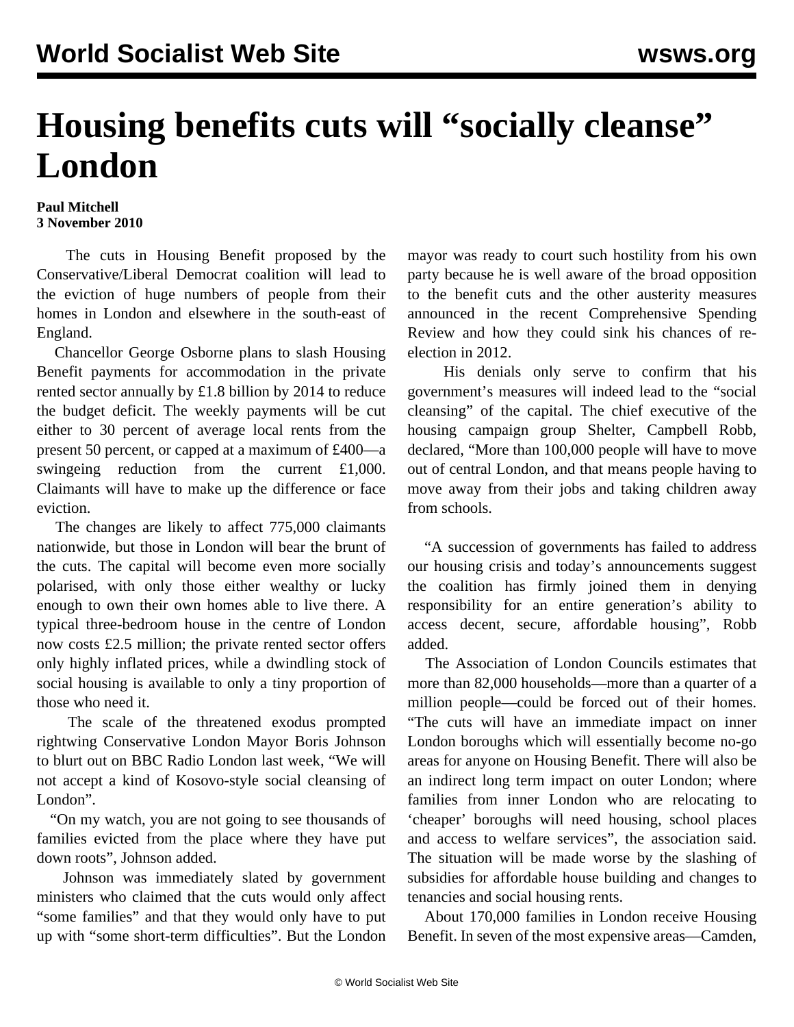# Housing benefits cuts will "socially cleanse" London

**Paul Mitchell**
**3 November 2010**

The cuts in Housing Benefit proposed by the Conservative/Liberal Democrat coalition will lead to the eviction of huge numbers of people from their homes in London and elsewhere in the south-east of England.

Chancellor George Osborne plans to slash Housing Benefit payments for accommodation in the private rented sector annually by £1.8 billion by 2014 to reduce the budget deficit. The weekly payments will be cut either to 30 percent of average local rents from the present 50 percent, or capped at a maximum of £400—a swingeing reduction from the current £1,000. Claimants will have to make up the difference or face eviction.

The changes are likely to affect 775,000 claimants nationwide, but those in London will bear the brunt of the cuts. The capital will become even more socially polarised, with only those either wealthy or lucky enough to own their own homes able to live there. A typical three-bedroom house in the centre of London now costs £2.5 million; the private rented sector offers only highly inflated prices, while a dwindling stock of social housing is available to only a tiny proportion of those who need it.

The scale of the threatened exodus prompted rightwing Conservative London Mayor Boris Johnson to blurt out on BBC Radio London last week, "We will not accept a kind of Kosovo-style social cleansing of London".

"On my watch, you are not going to see thousands of families evicted from the place where they have put down roots", Johnson added.

Johnson was immediately slated by government ministers who claimed that the cuts would only affect "some families" and that they would only have to put up with "some short-term difficulties". But the London mayor was ready to court such hostility from his own party because he is well aware of the broad opposition to the benefit cuts and the other austerity measures announced in the recent Comprehensive Spending Review and how they could sink his chances of re-election in 2012.

His denials only serve to confirm that his government's measures will indeed lead to the "social cleansing" of the capital. The chief executive of the housing campaign group Shelter, Campbell Robb, declared, "More than 100,000 people will have to move out of central London, and that means people having to move away from their jobs and taking children away from schools.

"A succession of governments has failed to address our housing crisis and today's announcements suggest the coalition has firmly joined them in denying responsibility for an entire generation's ability to access decent, secure, affordable housing", Robb added.

The Association of London Councils estimates that more than 82,000 households—more than a quarter of a million people—could be forced out of their homes. "The cuts will have an immediate impact on inner London boroughs which will essentially become no-go areas for anyone on Housing Benefit. There will also be an indirect long term impact on outer London; where families from inner London who are relocating to 'cheaper' boroughs will need housing, school places and access to welfare services", the association said. The situation will be made worse by the slashing of subsidies for affordable house building and changes to tenancies and social housing rents.

About 170,000 families in London receive Housing Benefit. In seven of the most expensive areas—Camden,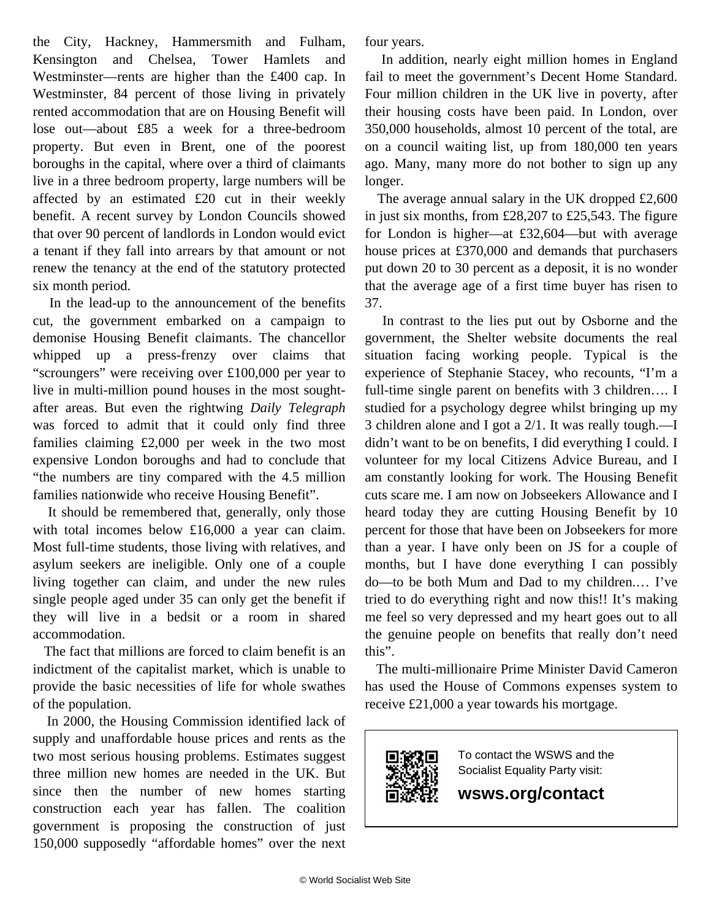the City, Hackney, Hammersmith and Fulham, Kensington and Chelsea, Tower Hamlets and Westminster—rents are higher than the £400 cap. In Westminster, 84 percent of those living in privately rented accommodation that are on Housing Benefit will lose out—about £85 a week for a three-bedroom property. But even in Brent, one of the poorest boroughs in the capital, where over a third of claimants live in a three bedroom property, large numbers will be affected by an estimated £20 cut in their weekly benefit. A recent survey by London Councils showed that over 90 percent of landlords in London would evict a tenant if they fall into arrears by that amount or not renew the tenancy at the end of the statutory protected six month period.

In the lead-up to the announcement of the benefits cut, the government embarked on a campaign to demonise Housing Benefit claimants. The chancellor whipped up a press-frenzy over claims that "scroungers" were receiving over £100,000 per year to live in multi-million pound houses in the most sought-after areas. But even the rightwing *Daily Telegraph* was forced to admit that it could only find three families claiming £2,000 per week in the two most expensive London boroughs and had to conclude that "the numbers are tiny compared with the 4.5 million families nationwide who receive Housing Benefit".

It should be remembered that, generally, only those with total incomes below £16,000 a year can claim. Most full-time students, those living with relatives, and asylum seekers are ineligible. Only one of a couple living together can claim, and under the new rules single people aged under 35 can only get the benefit if they will live in a bedsit or a room in shared accommodation.

The fact that millions are forced to claim benefit is an indictment of the capitalist market, which is unable to provide the basic necessities of life for whole swathes of the population.

In 2000, the Housing Commission identified lack of supply and unaffordable house prices and rents as the two most serious housing problems. Estimates suggest three million new homes are needed in the UK. But since then the number of new homes starting construction each year has fallen. The coalition government is proposing the construction of just 150,000 supposedly "affordable homes" over the next four years.

In addition, nearly eight million homes in England fail to meet the government's Decent Home Standard. Four million children in the UK live in poverty, after their housing costs have been paid. In London, over 350,000 households, almost 10 percent of the total, are on a council waiting list, up from 180,000 ten years ago. Many, many more do not bother to sign up any longer.

The average annual salary in the UK dropped £2,600 in just six months, from £28,207 to £25,543. The figure for London is higher—at £32,604—but with average house prices at £370,000 and demands that purchasers put down 20 to 30 percent as a deposit, it is no wonder that the average age of a first time buyer has risen to 37.

In contrast to the lies put out by Osborne and the government, the Shelter website documents the real situation facing working people. Typical is the experience of Stephanie Stacey, who recounts, "I'm a full-time single parent on benefits with 3 children…. I studied for a psychology degree whilst bringing up my 3 children alone and I got a 2/1. It was really tough.—I didn't want to be on benefits, I did everything I could. I volunteer for my local Citizens Advice Bureau, and I am constantly looking for work. The Housing Benefit cuts scare me. I am now on Jobseekers Allowance and I heard today they are cutting Housing Benefit by 10 percent for those that have been on Jobseekers for more than a year. I have only been on JS for a couple of months, but I have done everything I can possibly do—to be both Mum and Dad to my children.… I've tried to do everything right and now this!! It's making me feel so very depressed and my heart goes out to all the genuine people on benefits that really don't need this".

The multi-millionaire Prime Minister David Cameron has used the House of Commons expenses system to receive £21,000 a year towards his mortgage.

To contact the WSWS and the Socialist Equality Party visit:

**wsws.org/contact**